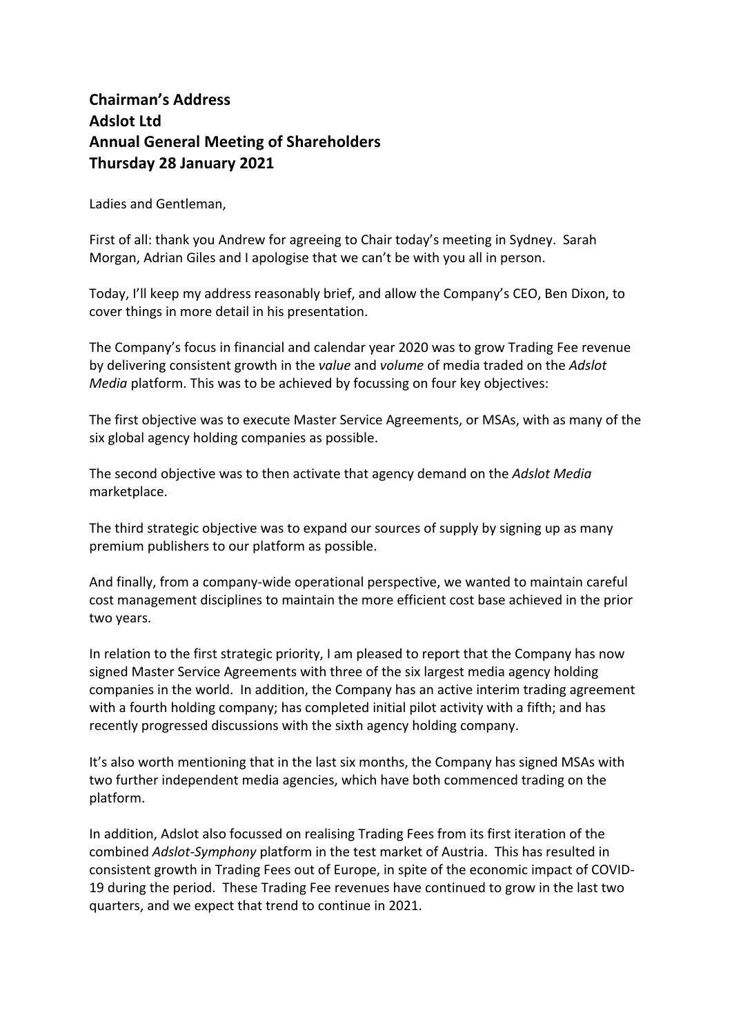**Chairman's Address**
**Adslot Ltd**
**Annual General Meeting of Shareholders**
**Thursday 28 January 2021**

Ladies and Gentleman,

First of all: thank you Andrew for agreeing to Chair today's meeting in Sydney. Sarah Morgan, Adrian Giles and I apologise that we can't be with you all in person.

Today, I'll keep my address reasonably brief, and allow the Company's CEO, Ben Dixon, to cover things in more detail in his presentation.

The Company's focus in financial and calendar year 2020 was to grow Trading Fee revenue by delivering consistent growth in the *value* and *volume* of media traded on the *Adslot Media* platform. This was to be achieved by focussing on four key objectives:

The first objective was to execute Master Service Agreements, or MSAs, with as many of the six global agency holding companies as possible.

The second objective was to then activate that agency demand on the *Adslot Media* marketplace.

The third strategic objective was to expand our sources of supply by signing up as many premium publishers to our platform as possible.

And finally, from a company-wide operational perspective, we wanted to maintain careful cost management disciplines to maintain the more efficient cost base achieved in the prior two years.

In relation to the first strategic priority, I am pleased to report that the Company has now signed Master Service Agreements with three of the six largest media agency holding companies in the world. In addition, the Company has an active interim trading agreement with a fourth holding company; has completed initial pilot activity with a fifth; and has recently progressed discussions with the sixth agency holding company.

It's also worth mentioning that in the last six months, the Company has signed MSAs with two further independent media agencies, which have both commenced trading on the platform.

In addition, Adslot also focussed on realising Trading Fees from its first iteration of the combined *Adslot-Symphony* platform in the test market of Austria. This has resulted in consistent growth in Trading Fees out of Europe, in spite of the economic impact of COVID-19 during the period. These Trading Fee revenues have continued to grow in the last two quarters, and we expect that trend to continue in 2021.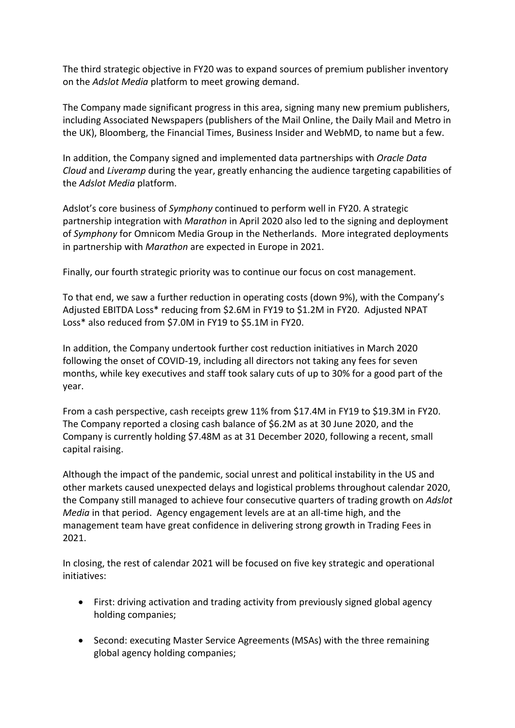The third strategic objective in FY20 was to expand sources of premium publisher inventory on the *Adslot Media* platform to meet growing demand.

The Company made significant progress in this area, signing many new premium publishers, including Associated Newspapers (publishers of the Mail Online, the Daily Mail and Metro in the UK), Bloomberg, the Financial Times, Business Insider and WebMD, to name but a few.

In addition, the Company signed and implemented data partnerships with *Oracle Data Cloud* and *Liveramp* during the year, greatly enhancing the audience targeting capabilities of the *Adslot Media* platform.

Adslot's core business of *Symphony* continued to perform well in FY20. A strategic partnership integration with *Marathon* in April 2020 also led to the signing and deployment of *Symphony* for Omnicom Media Group in the Netherlands. More integrated deployments in partnership with *Marathon* are expected in Europe in 2021.

Finally, our fourth strategic priority was to continue our focus on cost management.

To that end, we saw a further reduction in operating costs (down 9%), with the Company's Adjusted EBITDA Loss* reducing from $2.6M in FY19 to $1.2M in FY20. Adjusted NPAT Loss* also reduced from $7.0M in FY19 to $5.1M in FY20.

In addition, the Company undertook further cost reduction initiatives in March 2020 following the onset of COVID-19, including all directors not taking any fees for seven months, while key executives and staff took salary cuts of up to 30% for a good part of the year.

From a cash perspective, cash receipts grew 11% from $17.4M in FY19 to $19.3M in FY20. The Company reported a closing cash balance of $6.2M as at 30 June 2020, and the Company is currently holding $7.48M as at 31 December 2020, following a recent, small capital raising.

Although the impact of the pandemic, social unrest and political instability in the US and other markets caused unexpected delays and logistical problems throughout calendar 2020, the Company still managed to achieve four consecutive quarters of trading growth on *Adslot Media* in that period. Agency engagement levels are at an all-time high, and the management team have great confidence in delivering strong growth in Trading Fees in 2021.

In closing, the rest of calendar 2021 will be focused on five key strategic and operational initiatives:

- First: driving activation and trading activity from previously signed global agency holding companies;
- Second: executing Master Service Agreements (MSAs) with the three remaining global agency holding companies;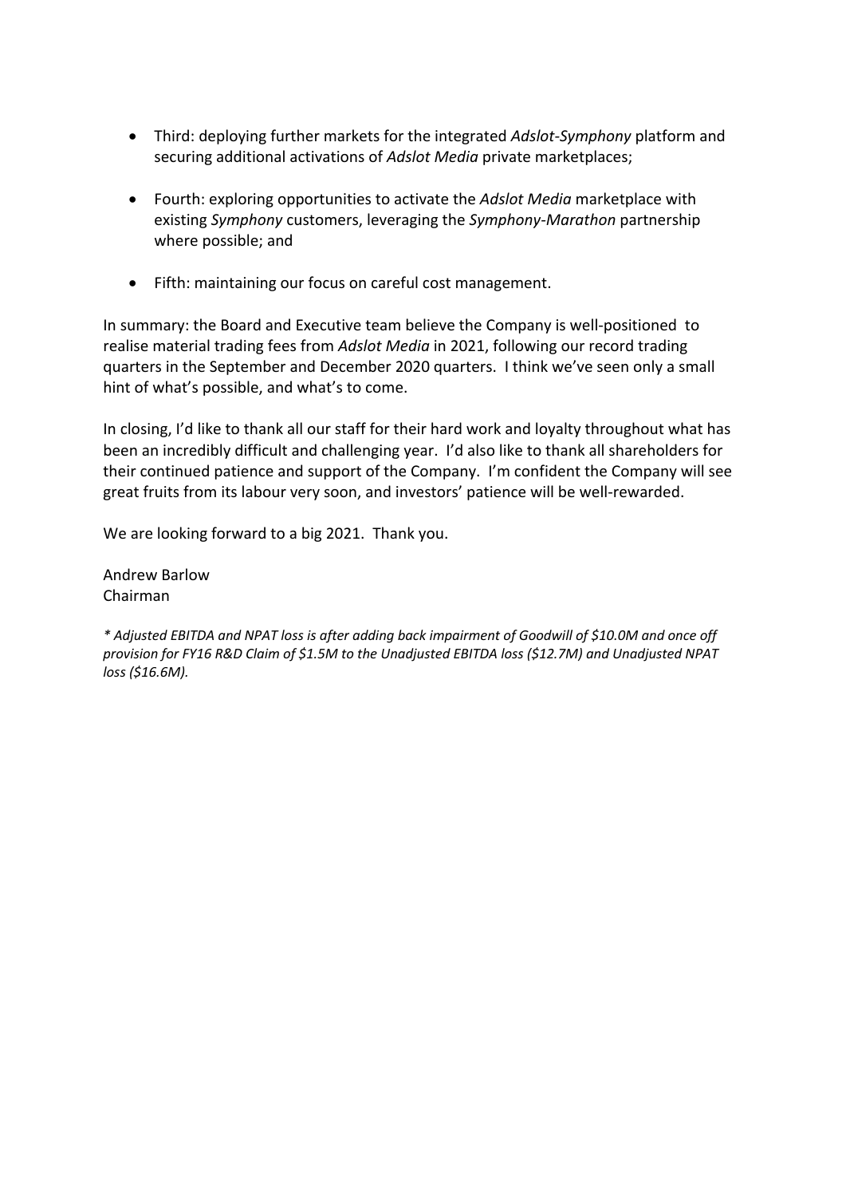- Third: deploying further markets for the integrated *Adslot-Symphony* platform and securing additional activations of *Adslot Media* private marketplaces;

- Fourth: exploring opportunities to activate the *Adslot Media* marketplace with existing *Symphony* customers, leveraging the *Symphony-Marathon* partnership where possible; and

- Fifth: maintaining our focus on careful cost management.

In summary: the Board and Executive team believe the Company is well-positioned to realise material trading fees from *Adslot Media* in 2021, following our record trading quarters in the September and December 2020 quarters. I think we've seen only a small hint of what's possible, and what's to come.

In closing, I'd like to thank all our staff for their hard work and loyalty throughout what has been an incredibly difficult and challenging year. I'd also like to thank all shareholders for their continued patience and support of the Company. I'm confident the Company will see great fruits from its labour very soon, and investors' patience will be well-rewarded.

We are looking forward to a big 2021. Thank you.

Andrew Barlow
Chairman

*\* Adjusted EBITDA and NPAT loss is after adding back impairment of Goodwill of $10.0M and once off provision for FY16 R&D Claim of $1.5M to the Unadjusted EBITDA loss ($12.7M) and Unadjusted NPAT loss ($16.6M).*